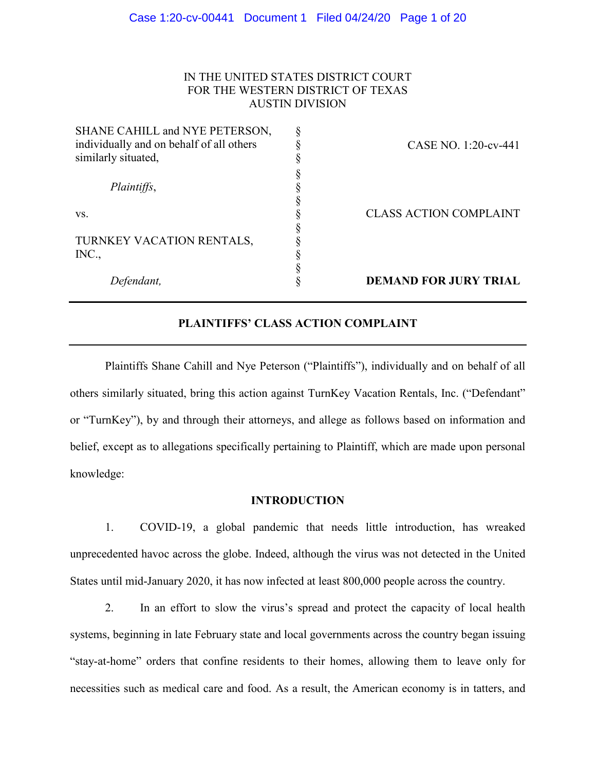IN THE UNITED STATES DISTRICT COURT
FOR THE WESTERN DISTRICT OF TEXAS
AUSTIN DIVISION

| | | |
|---|---|---|
| SHANE CAHILL and NYE PETERSON, individually and on behalf of all others similarly situated, | § | CASE NO. 1:20-cv-441 |
| *Plaintiffs*, | § | |
| vs. | § | CLASS ACTION COMPLAINT |
| TURNKEY VACATION RENTALS, INC., | § | |
| *Defendant,* | § | **DEMAND FOR JURY TRIAL** |

**PLAINTIFFS' CLASS ACTION COMPLAINT**

Plaintiffs Shane Cahill and Nye Peterson ("Plaintiffs"), individually and on behalf of all others similarly situated, bring this action against TurnKey Vacation Rentals, Inc. ("Defendant" or "TurnKey"), by and through their attorneys, and allege as follows based on information and belief, except as to allegations specifically pertaining to Plaintiff, which are made upon personal knowledge:

**INTRODUCTION**

1. COVID-19, a global pandemic that needs little introduction, has wreaked unprecedented havoc across the globe. Indeed, although the virus was not detected in the United States until mid-January 2020, it has now infected at least 800,000 people across the country.

2. In an effort to slow the virus's spread and protect the capacity of local health systems, beginning in late February state and local governments across the country began issuing "stay-at-home" orders that confine residents to their homes, allowing them to leave only for necessities such as medical care and food. As a result, the American economy is in tatters, and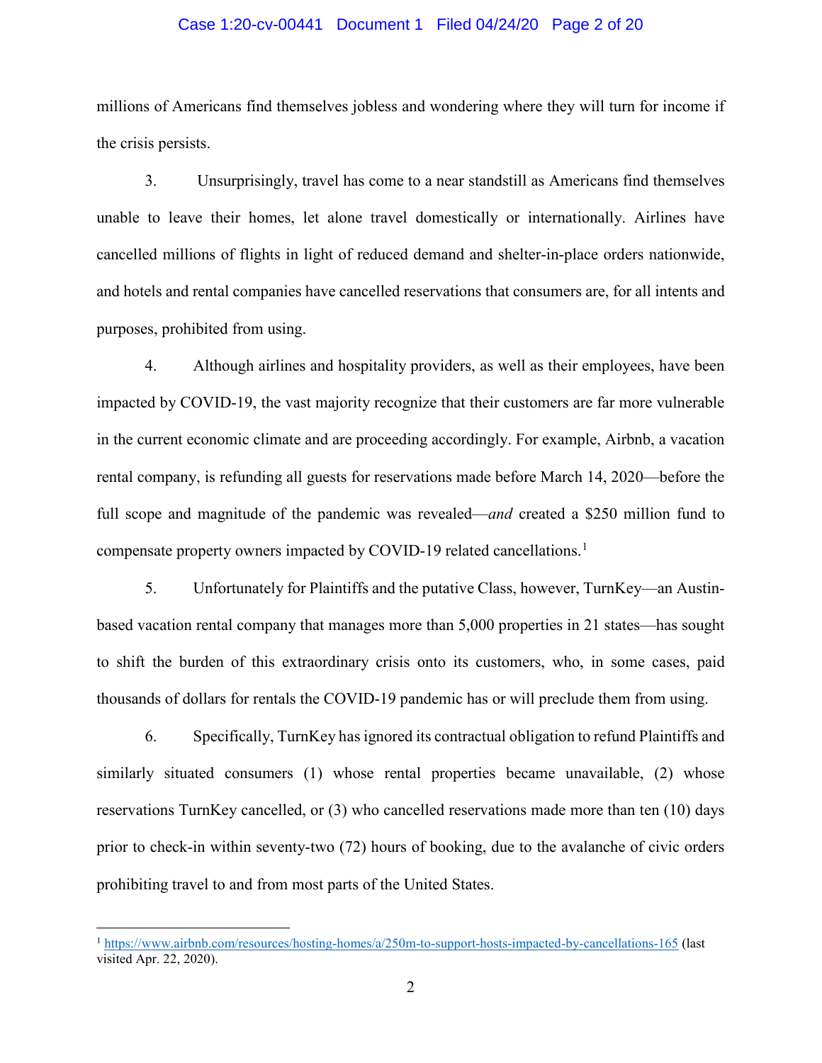millions of Americans find themselves jobless and wondering where they will turn for income if the crisis persists.

3. Unsurprisingly, travel has come to a near standstill as Americans find themselves unable to leave their homes, let alone travel domestically or internationally. Airlines have cancelled millions of flights in light of reduced demand and shelter-in-place orders nationwide, and hotels and rental companies have cancelled reservations that consumers are, for all intents and purposes, prohibited from using.

4. Although airlines and hospitality providers, as well as their employees, have been impacted by COVID-19, the vast majority recognize that their customers are far more vulnerable in the current economic climate and are proceeding accordingly. For example, Airbnb, a vacation rental company, is refunding all guests for reservations made before March 14, 2020—before the full scope and magnitude of the pandemic was revealed—*and* created a $250 million fund to compensate property owners impacted by COVID-19 related cancellations.[1]

5. Unfortunately for Plaintiffs and the putative Class, however, TurnKey—an Austin-based vacation rental company that manages more than 5,000 properties in 21 states—has sought to shift the burden of this extraordinary crisis onto its customers, who, in some cases, paid thousands of dollars for rentals the COVID-19 pandemic has or will preclude them from using.

6. Specifically, TurnKey has ignored its contractual obligation to refund Plaintiffs and similarly situated consumers (1) whose rental properties became unavailable, (2) whose reservations TurnKey cancelled, or (3) who cancelled reservations made more than ten (10) days prior to check-in within seventy-two (72) hours of booking, due to the avalanche of civic orders prohibiting travel to and from most parts of the United States.

---

[1] https://www.airbnb.com/resources/hosting-homes/a/250m-to-support-hosts-impacted-by-cancellations-165 (last visited Apr. 22, 2020).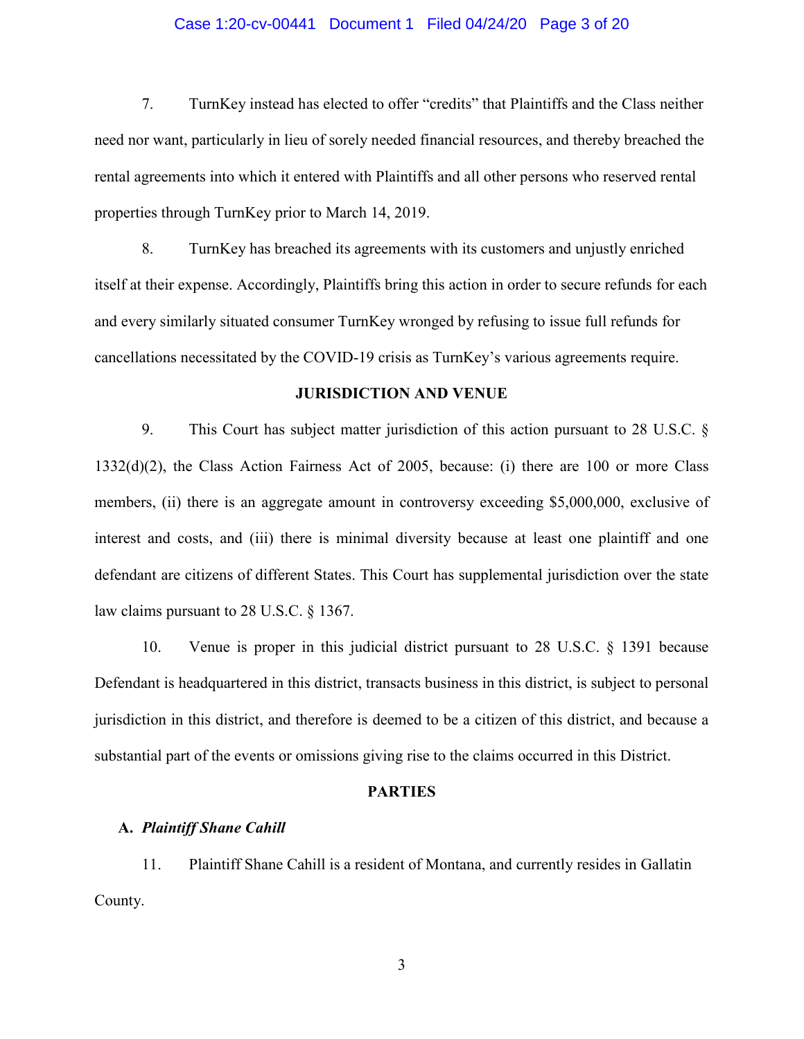7. TurnKey instead has elected to offer "credits" that Plaintiffs and the Class neither need nor want, particularly in lieu of sorely needed financial resources, and thereby breached the rental agreements into which it entered with Plaintiffs and all other persons who reserved rental properties through TurnKey prior to March 14, 2019.

8. TurnKey has breached its agreements with its customers and unjustly enriched itself at their expense. Accordingly, Plaintiffs bring this action in order to secure refunds for each and every similarly situated consumer TurnKey wronged by refusing to issue full refunds for cancellations necessitated by the COVID-19 crisis as TurnKey's various agreements require.

## JURISDICTION AND VENUE

9. This Court has subject matter jurisdiction of this action pursuant to 28 U.S.C. § 1332(d)(2), the Class Action Fairness Act of 2005, because: (i) there are 100 or more Class members, (ii) there is an aggregate amount in controversy exceeding $5,000,000, exclusive of interest and costs, and (iii) there is minimal diversity because at least one plaintiff and one defendant are citizens of different States. This Court has supplemental jurisdiction over the state law claims pursuant to 28 U.S.C. § 1367.

10. Venue is proper in this judicial district pursuant to 28 U.S.C. § 1391 because Defendant is headquartered in this district, transacts business in this district, is subject to personal jurisdiction in this district, and therefore is deemed to be a citizen of this district, and because a substantial part of the events or omissions giving rise to the claims occurred in this District.

## PARTIES

### A. *Plaintiff Shane Cahill*

11. Plaintiff Shane Cahill is a resident of Montana, and currently resides in Gallatin County.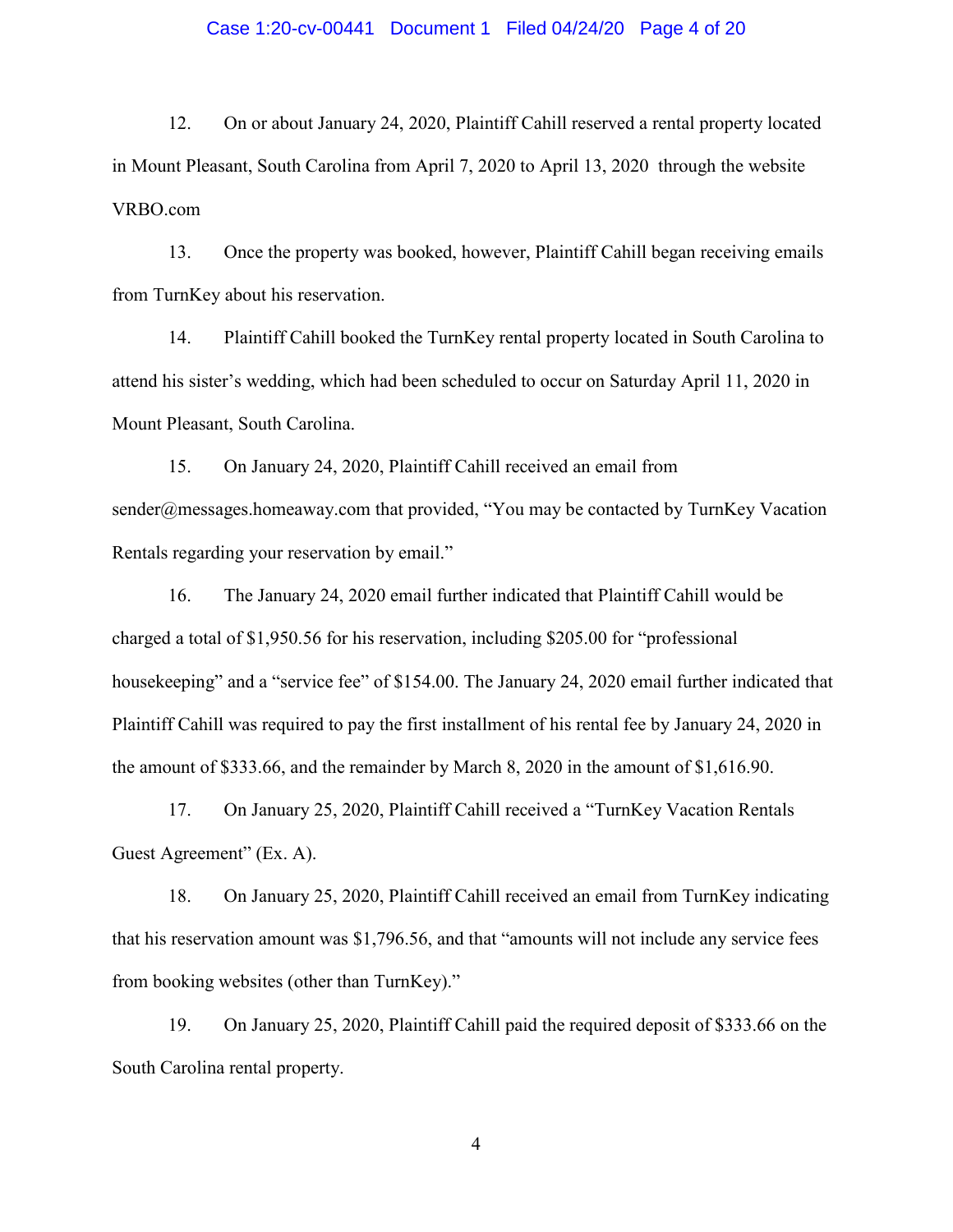12. On or about January 24, 2020, Plaintiff Cahill reserved a rental property located in Mount Pleasant, South Carolina from April 7, 2020 to April 13, 2020 through the website VRBO.com

13. Once the property was booked, however, Plaintiff Cahill began receiving emails from TurnKey about his reservation.

14. Plaintiff Cahill booked the TurnKey rental property located in South Carolina to attend his sister's wedding, which had been scheduled to occur on Saturday April 11, 2020 in Mount Pleasant, South Carolina.

15. On January 24, 2020, Plaintiff Cahill received an email from sender@messages.homeaway.com that provided, "You may be contacted by TurnKey Vacation Rentals regarding your reservation by email."

16. The January 24, 2020 email further indicated that Plaintiff Cahill would be charged a total of $1,950.56 for his reservation, including $205.00 for "professional housekeeping" and a "service fee" of $154.00. The January 24, 2020 email further indicated that Plaintiff Cahill was required to pay the first installment of his rental fee by January 24, 2020 in the amount of $333.66, and the remainder by March 8, 2020 in the amount of $1,616.90.

17. On January 25, 2020, Plaintiff Cahill received a "TurnKey Vacation Rentals Guest Agreement" (Ex. A).

18. On January 25, 2020, Plaintiff Cahill received an email from TurnKey indicating that his reservation amount was $1,796.56, and that "amounts will not include any service fees from booking websites (other than TurnKey)."

19. On January 25, 2020, Plaintiff Cahill paid the required deposit of $333.66 on the South Carolina rental property.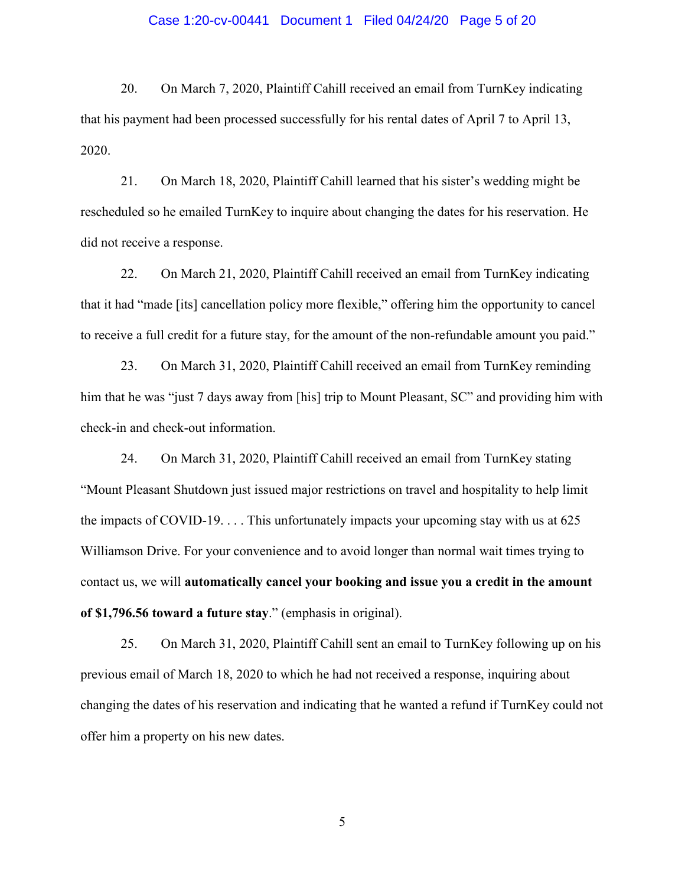20. On March 7, 2020, Plaintiff Cahill received an email from TurnKey indicating that his payment had been processed successfully for his rental dates of April 7 to April 13, 2020.

21. On March 18, 2020, Plaintiff Cahill learned that his sister's wedding might be rescheduled so he emailed TurnKey to inquire about changing the dates for his reservation. He did not receive a response.

22. On March 21, 2020, Plaintiff Cahill received an email from TurnKey indicating that it had "made [its] cancellation policy more flexible," offering him the opportunity to cancel to receive a full credit for a future stay, for the amount of the non-refundable amount you paid."

23. On March 31, 2020, Plaintiff Cahill received an email from TurnKey reminding him that he was "just 7 days away from [his] trip to Mount Pleasant, SC" and providing him with check-in and check-out information.

24. On March 31, 2020, Plaintiff Cahill received an email from TurnKey stating "Mount Pleasant Shutdown just issued major restrictions on travel and hospitality to help limit the impacts of COVID-19. . . . This unfortunately impacts your upcoming stay with us at 625 Williamson Drive. For your convenience and to avoid longer than normal wait times trying to contact us, we will **automatically cancel your booking and issue you a credit in the amount of $1,796.56 toward a future stay**." (emphasis in original).

25. On March 31, 2020, Plaintiff Cahill sent an email to TurnKey following up on his previous email of March 18, 2020 to which he had not received a response, inquiring about changing the dates of his reservation and indicating that he wanted a refund if TurnKey could not offer him a property on his new dates.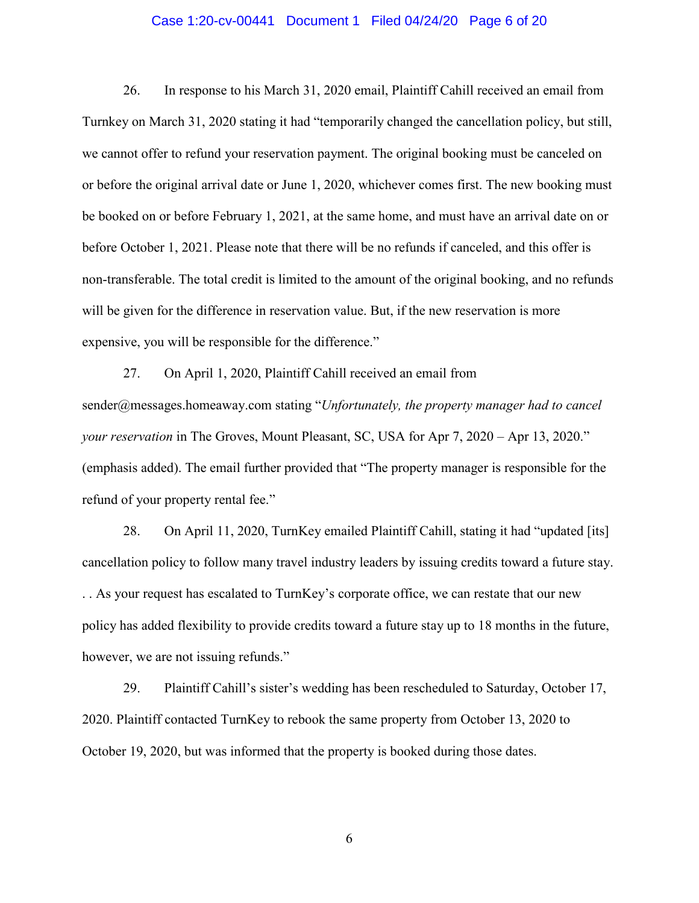26. In response to his March 31, 2020 email, Plaintiff Cahill received an email from Turnkey on March 31, 2020 stating it had "temporarily changed the cancellation policy, but still, we cannot offer to refund your reservation payment. The original booking must be canceled on or before the original arrival date or June 1, 2020, whichever comes first. The new booking must be booked on or before February 1, 2021, at the same home, and must have an arrival date on or before October 1, 2021. Please note that there will be no refunds if canceled, and this offer is non-transferable. The total credit is limited to the amount of the original booking, and no refunds will be given for the difference in reservation value. But, if the new reservation is more expensive, you will be responsible for the difference."

27. On April 1, 2020, Plaintiff Cahill received an email from sender@messages.homeaway.com stating "*Unfortunately, the property manager had to cancel your reservation* in The Groves, Mount Pleasant, SC, USA for Apr 7, 2020 – Apr 13, 2020." (emphasis added). The email further provided that "The property manager is responsible for the refund of your property rental fee."

28. On April 11, 2020, TurnKey emailed Plaintiff Cahill, stating it had "updated [its] cancellation policy to follow many travel industry leaders by issuing credits toward a future stay. . . As your request has escalated to TurnKey's corporate office, we can restate that our new policy has added flexibility to provide credits toward a future stay up to 18 months in the future, however, we are not issuing refunds."

29. Plaintiff Cahill's sister's wedding has been rescheduled to Saturday, October 17, 2020. Plaintiff contacted TurnKey to rebook the same property from October 13, 2020 to October 19, 2020, but was informed that the property is booked during those dates.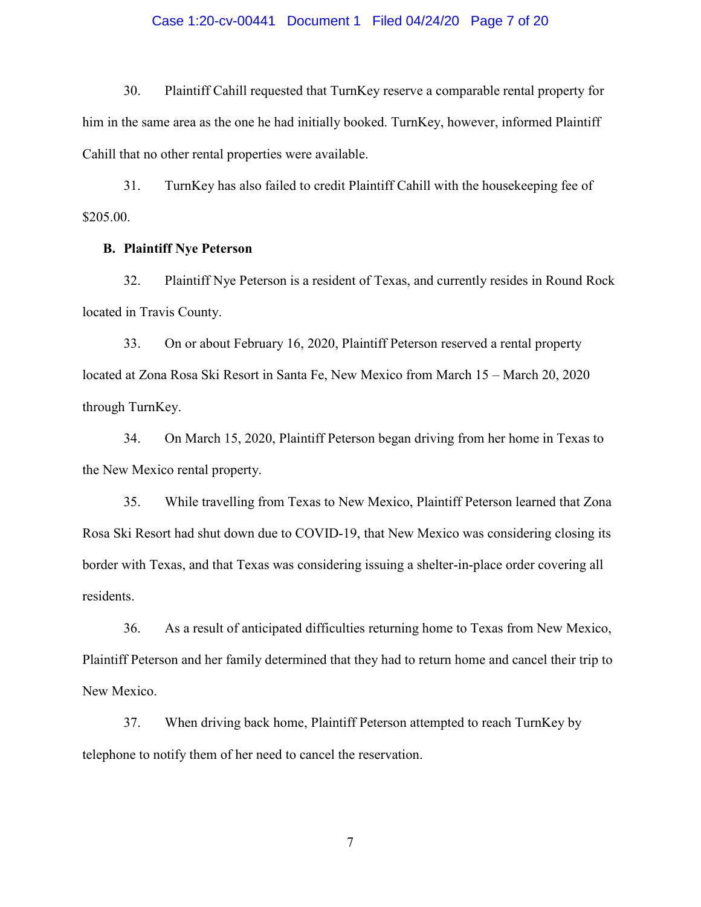30. Plaintiff Cahill requested that TurnKey reserve a comparable rental property for him in the same area as the one he had initially booked. TurnKey, however, informed Plaintiff Cahill that no other rental properties were available.

31. TurnKey has also failed to credit Plaintiff Cahill with the housekeeping fee of $205.00.

**B. Plaintiff Nye Peterson**

32. Plaintiff Nye Peterson is a resident of Texas, and currently resides in Round Rock located in Travis County.

33. On or about February 16, 2020, Plaintiff Peterson reserved a rental property located at Zona Rosa Ski Resort in Santa Fe, New Mexico from March 15 – March 20, 2020 through TurnKey.

34. On March 15, 2020, Plaintiff Peterson began driving from her home in Texas to the New Mexico rental property.

35. While travelling from Texas to New Mexico, Plaintiff Peterson learned that Zona Rosa Ski Resort had shut down due to COVID-19, that New Mexico was considering closing its border with Texas, and that Texas was considering issuing a shelter-in-place order covering all residents.

36. As a result of anticipated difficulties returning home to Texas from New Mexico, Plaintiff Peterson and her family determined that they had to return home and cancel their trip to New Mexico.

37. When driving back home, Plaintiff Peterson attempted to reach TurnKey by telephone to notify them of her need to cancel the reservation.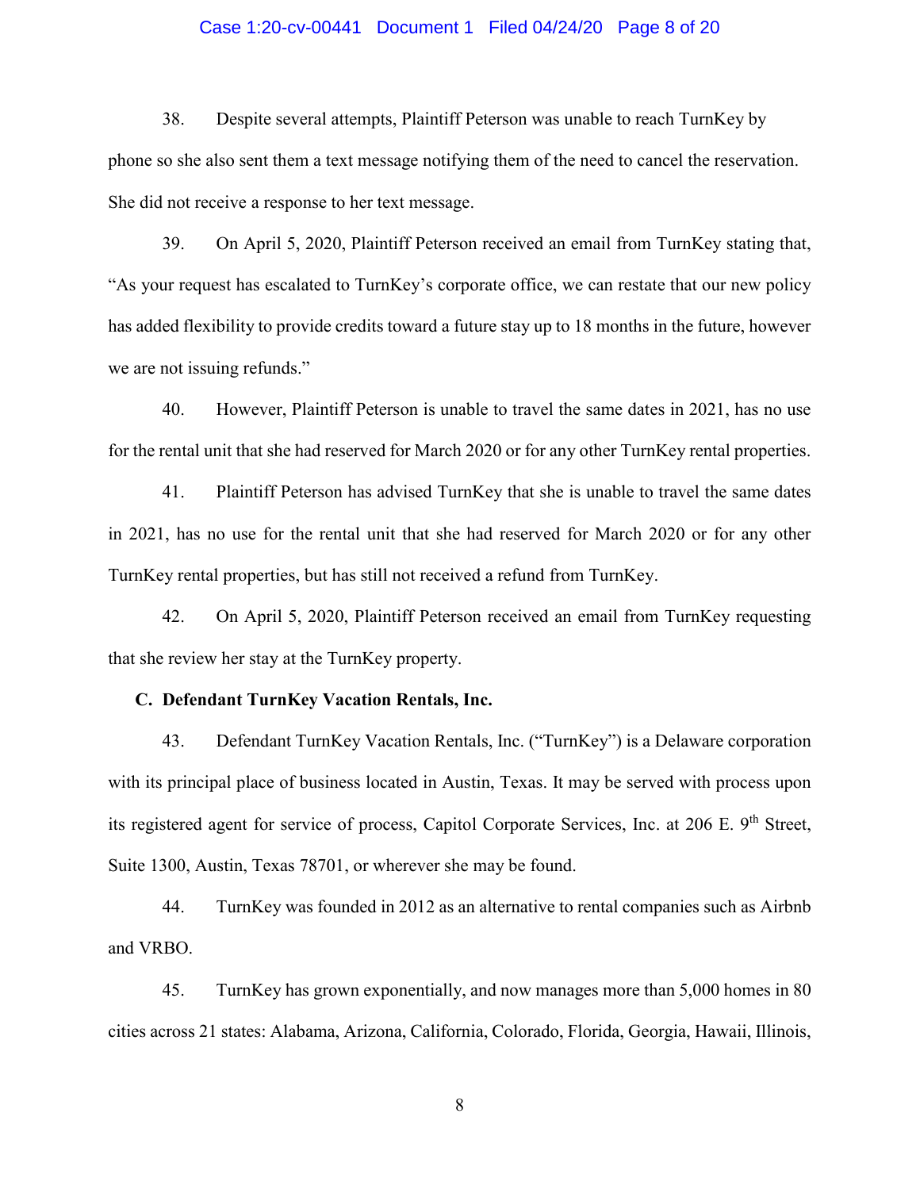38. Despite several attempts, Plaintiff Peterson was unable to reach TurnKey by phone so she also sent them a text message notifying them of the need to cancel the reservation. She did not receive a response to her text message.

39. On April 5, 2020, Plaintiff Peterson received an email from TurnKey stating that, "As your request has escalated to TurnKey's corporate office, we can restate that our new policy has added flexibility to provide credits toward a future stay up to 18 months in the future, however we are not issuing refunds."

40. However, Plaintiff Peterson is unable to travel the same dates in 2021, has no use for the rental unit that she had reserved for March 2020 or for any other TurnKey rental properties.

41. Plaintiff Peterson has advised TurnKey that she is unable to travel the same dates in 2021, has no use for the rental unit that she had reserved for March 2020 or for any other TurnKey rental properties, but has still not received a refund from TurnKey.

42. On April 5, 2020, Plaintiff Peterson received an email from TurnKey requesting that she review her stay at the TurnKey property.

**C. Defendant TurnKey Vacation Rentals, Inc.**

43. Defendant TurnKey Vacation Rentals, Inc. ("TurnKey") is a Delaware corporation with its principal place of business located in Austin, Texas. It may be served with process upon its registered agent for service of process, Capitol Corporate Services, Inc. at 206 E. 9th Street, Suite 1300, Austin, Texas 78701, or wherever she may be found.

44. TurnKey was founded in 2012 as an alternative to rental companies such as Airbnb and VRBO.

45. TurnKey has grown exponentially, and now manages more than 5,000 homes in 80 cities across 21 states: Alabama, Arizona, California, Colorado, Florida, Georgia, Hawaii, Illinois,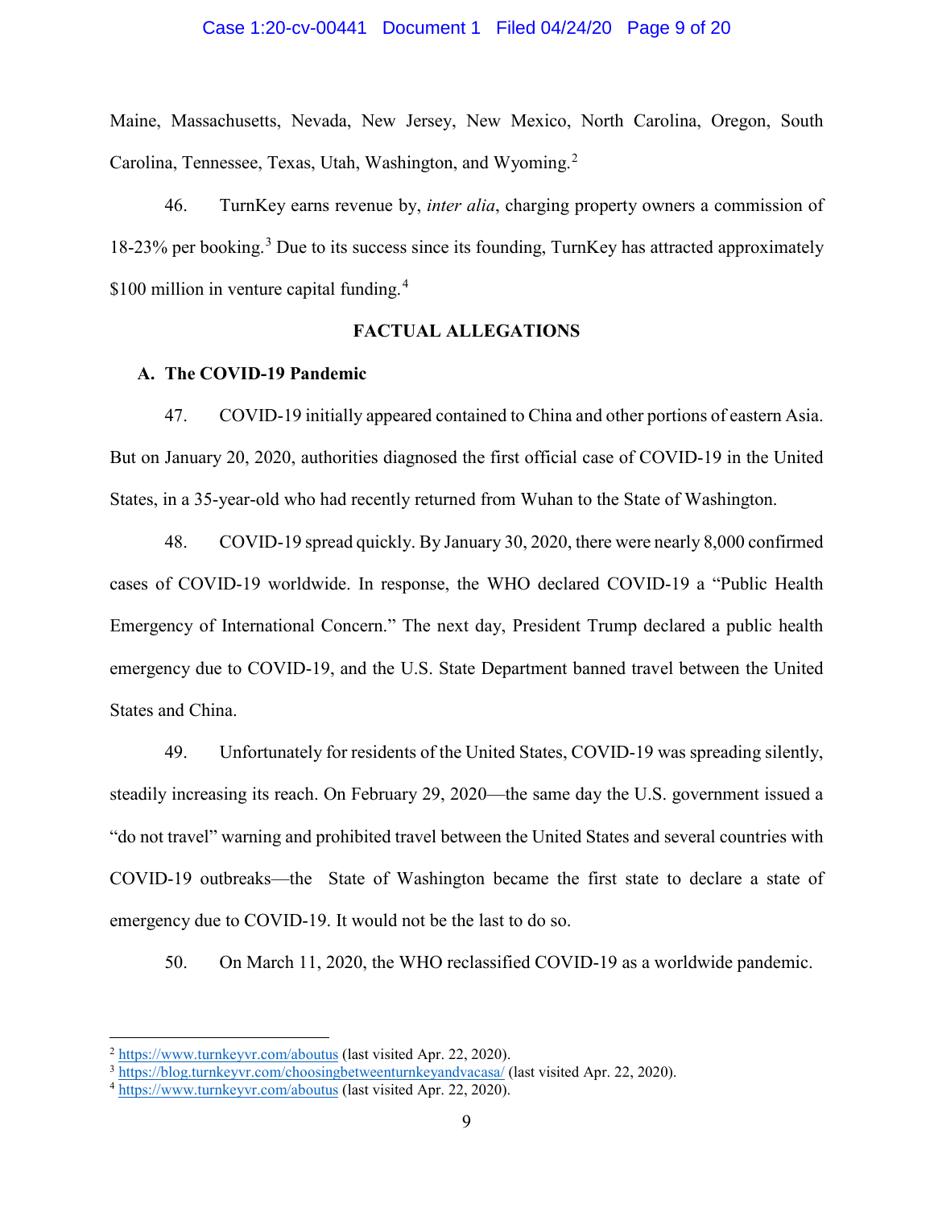Maine, Massachusetts, Nevada, New Jersey, New Mexico, North Carolina, Oregon, South Carolina, Tennessee, Texas, Utah, Washington, and Wyoming.[2]

46. TurnKey earns revenue by, *inter alia*, charging property owners a commission of 18-23% per booking.[3] Due to its success since its founding, TurnKey has attracted approximately $100 million in venture capital funding.[4]

## FACTUAL ALLEGATIONS

### A. The COVID-19 Pandemic

47. COVID-19 initially appeared contained to China and other portions of eastern Asia. But on January 20, 2020, authorities diagnosed the first official case of COVID-19 in the United States, in a 35-year-old who had recently returned from Wuhan to the State of Washington.

48. COVID-19 spread quickly. By January 30, 2020, there were nearly 8,000 confirmed cases of COVID-19 worldwide. In response, the WHO declared COVID-19 a "Public Health Emergency of International Concern." The next day, President Trump declared a public health emergency due to COVID-19, and the U.S. State Department banned travel between the United States and China.

49. Unfortunately for residents of the United States, COVID-19 was spreading silently, steadily increasing its reach. On February 29, 2020—the same day the U.S. government issued a "do not travel" warning and prohibited travel between the United States and several countries with COVID-19 outbreaks—the State of Washington became the first state to declare a state of emergency due to COVID-19. It would not be the last to do so.

50. On March 11, 2020, the WHO reclassified COVID-19 as a worldwide pandemic.

---

[2] https://www.turnkeyvr.com/aboutus (last visited Apr. 22, 2020).

[3] https://blog.turnkeyvr.com/choosingbetweenturnkeyandvacasa/ (last visited Apr. 22, 2020).

[4] https://www.turnkeyvr.com/aboutus (last visited Apr. 22, 2020).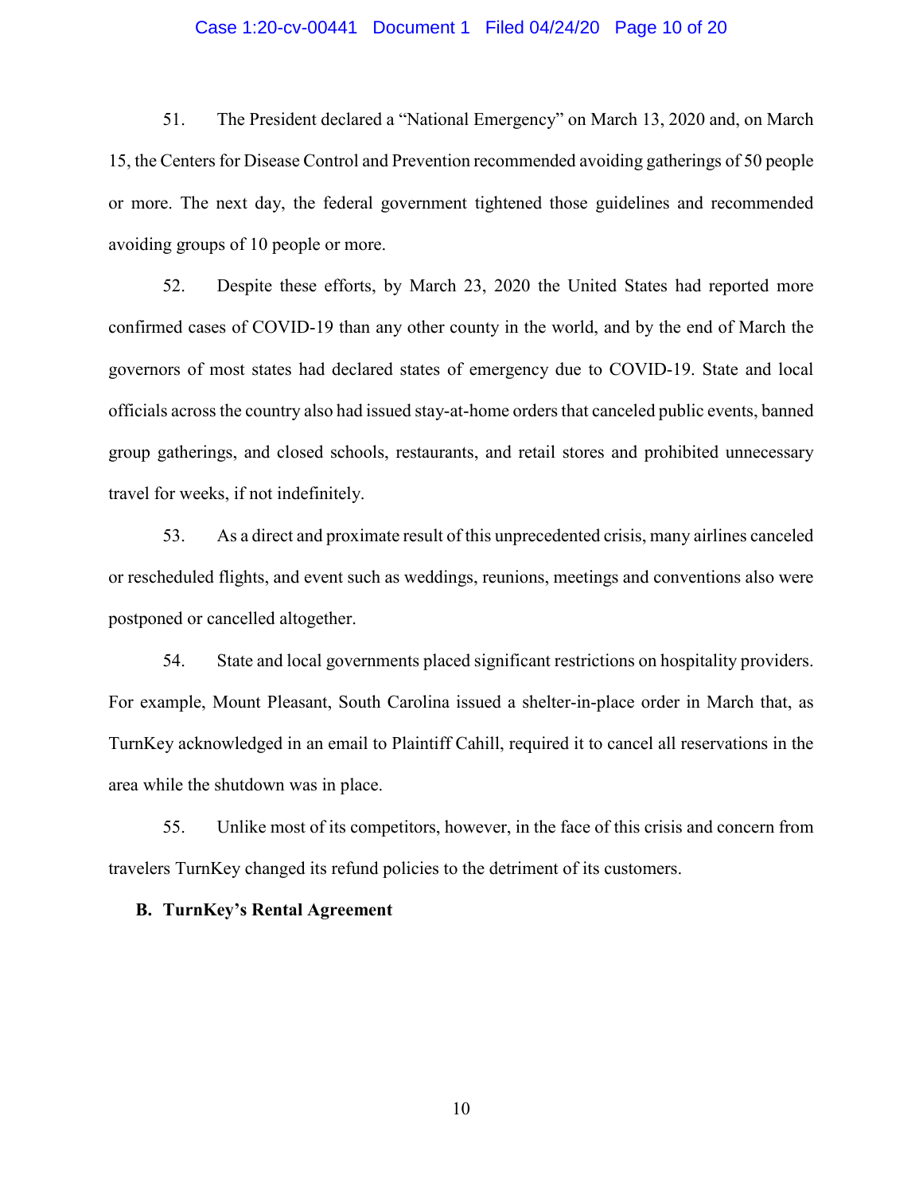51. The President declared a "National Emergency" on March 13, 2020 and, on March 15, the Centers for Disease Control and Prevention recommended avoiding gatherings of 50 people or more. The next day, the federal government tightened those guidelines and recommended avoiding groups of 10 people or more.

52. Despite these efforts, by March 23, 2020 the United States had reported more confirmed cases of COVID-19 than any other county in the world, and by the end of March the governors of most states had declared states of emergency due to COVID-19. State and local officials across the country also had issued stay-at-home orders that canceled public events, banned group gatherings, and closed schools, restaurants, and retail stores and prohibited unnecessary travel for weeks, if not indefinitely.

53. As a direct and proximate result of this unprecedented crisis, many airlines canceled or rescheduled flights, and event such as weddings, reunions, meetings and conventions also were postponed or cancelled altogether.

54. State and local governments placed significant restrictions on hospitality providers. For example, Mount Pleasant, South Carolina issued a shelter-in-place order in March that, as TurnKey acknowledged in an email to Plaintiff Cahill, required it to cancel all reservations in the area while the shutdown was in place.

55. Unlike most of its competitors, however, in the face of this crisis and concern from travelers TurnKey changed its refund policies to the detriment of its customers.

**B. TurnKey's Rental Agreement**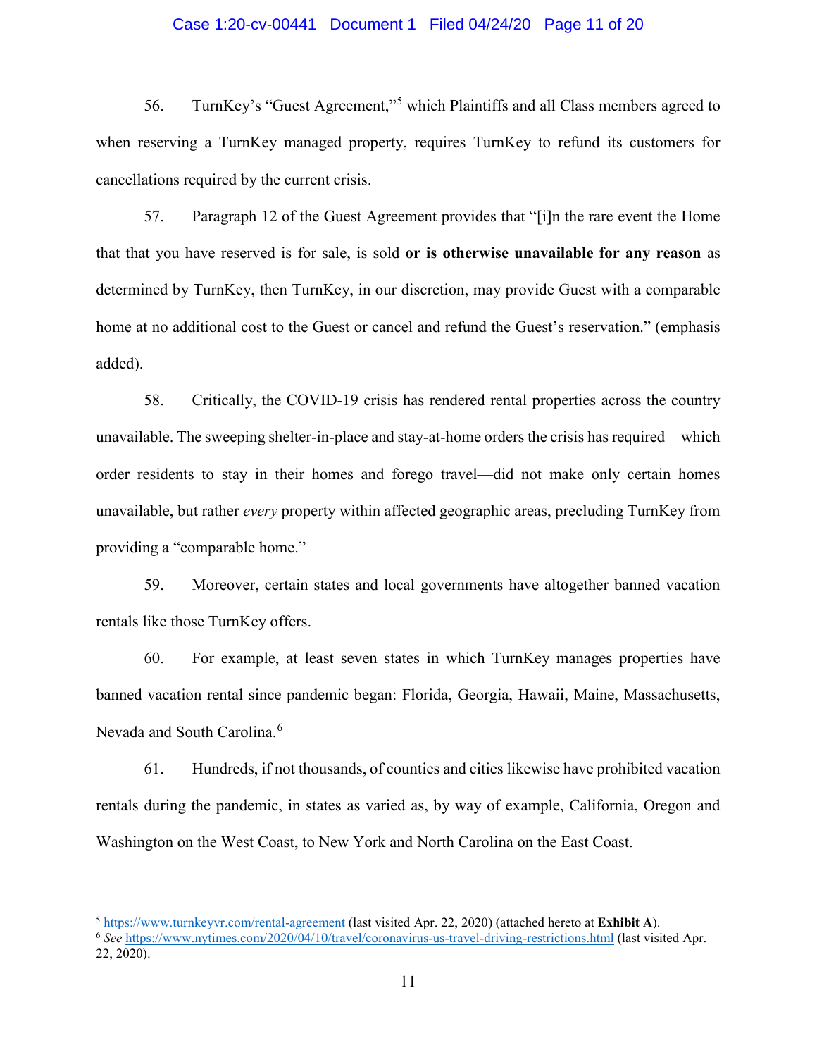56. TurnKey's "Guest Agreement,"[5] which Plaintiffs and all Class members agreed to when reserving a TurnKey managed property, requires TurnKey to refund its customers for cancellations required by the current crisis.

57. Paragraph 12 of the Guest Agreement provides that "[i]n the rare event the Home that that you have reserved is for sale, is sold **or is otherwise unavailable for any reason** as determined by TurnKey, then TurnKey, in our discretion, may provide Guest with a comparable home at no additional cost to the Guest or cancel and refund the Guest's reservation." (emphasis added).

58. Critically, the COVID-19 crisis has rendered rental properties across the country unavailable. The sweeping shelter-in-place and stay-at-home orders the crisis has required—which order residents to stay in their homes and forego travel—did not make only certain homes unavailable, but rather *every* property within affected geographic areas, precluding TurnKey from providing a "comparable home."

59. Moreover, certain states and local governments have altogether banned vacation rentals like those TurnKey offers.

60. For example, at least seven states in which TurnKey manages properties have banned vacation rental since pandemic began: Florida, Georgia, Hawaii, Maine, Massachusetts, Nevada and South Carolina.[6]

61. Hundreds, if not thousands, of counties and cities likewise have prohibited vacation rentals during the pandemic, in states as varied as, by way of example, California, Oregon and Washington on the West Coast, to New York and North Carolina on the East Coast.

---

[5] https://www.turnkeyvr.com/rental-agreement (last visited Apr. 22, 2020) (attached hereto at **Exhibit A**).

[6] *See* https://www.nytimes.com/2020/04/10/travel/coronavirus-us-travel-driving-restrictions.html (last visited Apr. 22, 2020).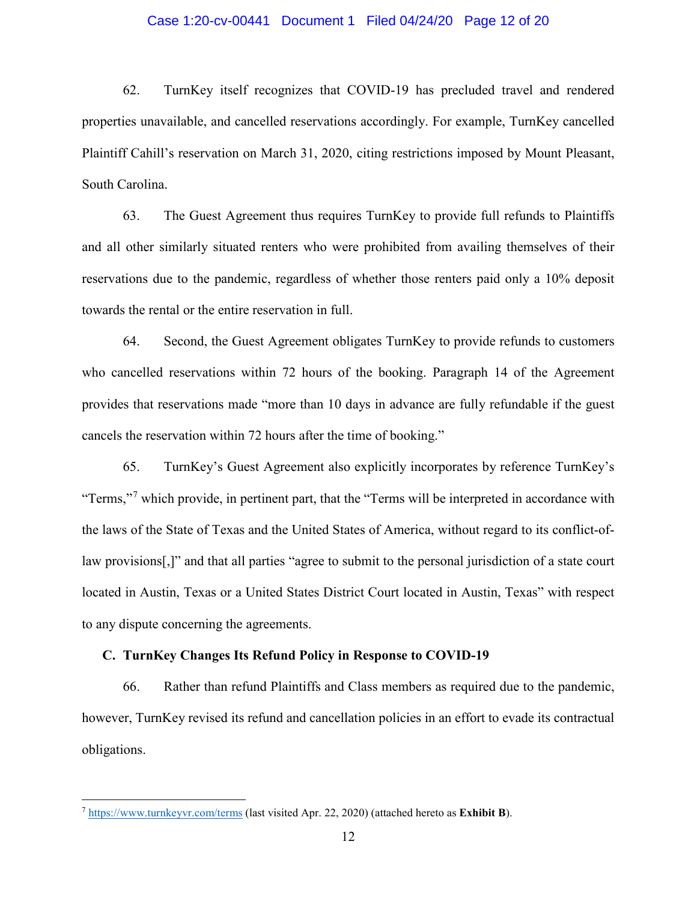62. TurnKey itself recognizes that COVID-19 has precluded travel and rendered properties unavailable, and cancelled reservations accordingly. For example, TurnKey cancelled Plaintiff Cahill's reservation on March 31, 2020, citing restrictions imposed by Mount Pleasant, South Carolina.

63. The Guest Agreement thus requires TurnKey to provide full refunds to Plaintiffs and all other similarly situated renters who were prohibited from availing themselves of their reservations due to the pandemic, regardless of whether those renters paid only a 10% deposit towards the rental or the entire reservation in full.

64. Second, the Guest Agreement obligates TurnKey to provide refunds to customers who cancelled reservations within 72 hours of the booking. Paragraph 14 of the Agreement provides that reservations made "more than 10 days in advance are fully refundable if the guest cancels the reservation within 72 hours after the time of booking."

65. TurnKey's Guest Agreement also explicitly incorporates by reference TurnKey's "Terms,"[7] which provide, in pertinent part, that the "Terms will be interpreted in accordance with the laws of the State of Texas and the United States of America, without regard to its conflict-of-law provisions[,]" and that all parties "agree to submit to the personal jurisdiction of a state court located in Austin, Texas or a United States District Court located in Austin, Texas" with respect to any dispute concerning the agreements.

### C. TurnKey Changes Its Refund Policy in Response to COVID-19

66. Rather than refund Plaintiffs and Class members as required due to the pandemic, however, TurnKey revised its refund and cancellation policies in an effort to evade its contractual obligations.

---

[7] https://www.turnkeyvr.com/terms (last visited Apr. 22, 2020) (attached hereto as **Exhibit B**).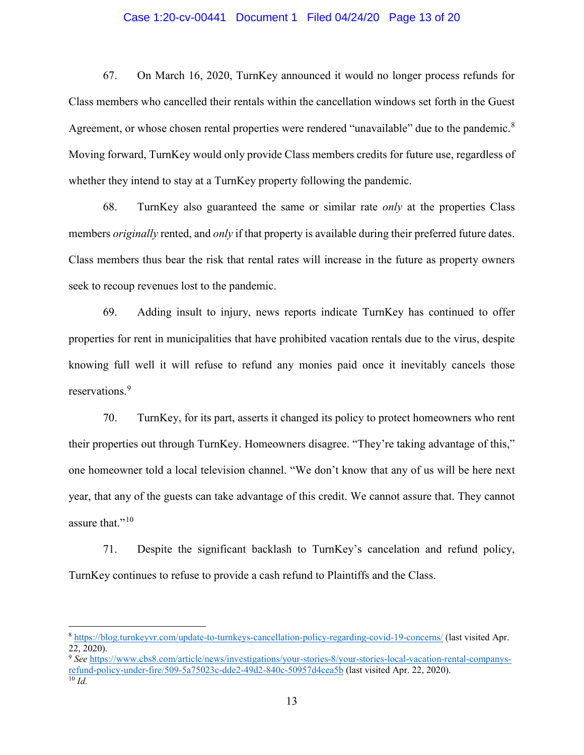67. On March 16, 2020, TurnKey announced it would no longer process refunds for Class members who cancelled their rentals within the cancellation windows set forth in the Guest Agreement, or whose chosen rental properties were rendered "unavailable" due to the pandemic.[8] Moving forward, TurnKey would only provide Class members credits for future use, regardless of whether they intend to stay at a TurnKey property following the pandemic.

68. TurnKey also guaranteed the same or similar rate *only* at the properties Class members *originally* rented, and *only* if that property is available during their preferred future dates. Class members thus bear the risk that rental rates will increase in the future as property owners seek to recoup revenues lost to the pandemic.

69. Adding insult to injury, news reports indicate TurnKey has continued to offer properties for rent in municipalities that have prohibited vacation rentals due to the virus, despite knowing full well it will refuse to refund any monies paid once it inevitably cancels those reservations.[9]

70. TurnKey, for its part, asserts it changed its policy to protect homeowners who rent their properties out through TurnKey. Homeowners disagree. "They're taking advantage of this," one homeowner told a local television channel. "We don't know that any of us will be here next year, that any of the guests can take advantage of this credit. We cannot assure that. They cannot assure that."[10]

71. Despite the significant backlash to TurnKey's cancelation and refund policy, TurnKey continues to refuse to provide a cash refund to Plaintiffs and the Class.

---

[8] https://blog.turnkeyvr.com/update-to-turnkeys-cancellation-policy-regarding-covid-19-concerns/ (last visited Apr. 22, 2020).

[9] *See* https://www.cbs8.com/article/news/investigations/your-stories-8/your-stories-local-vacation-rental-companys-refund-policy-under-fire/509-5a75023c-dde2-49d2-840c-50957d4cea5b (last visited Apr. 22, 2020).

[10] *Id.*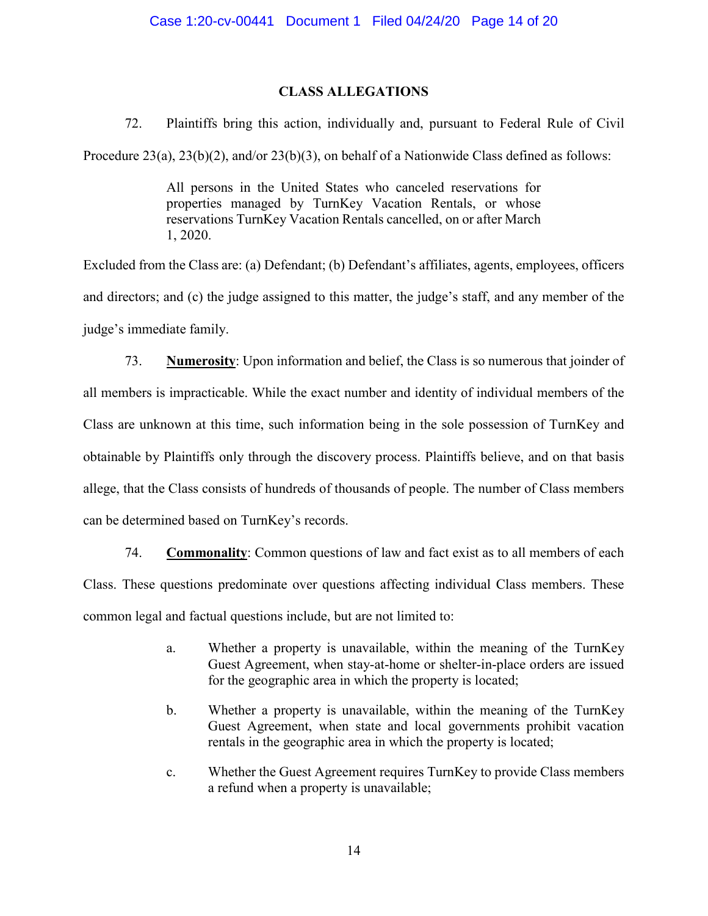## CLASS ALLEGATIONS

72. Plaintiffs bring this action, individually and, pursuant to Federal Rule of Civil Procedure 23(a), 23(b)(2), and/or 23(b)(3), on behalf of a Nationwide Class defined as follows:

> All persons in the United States who canceled reservations for properties managed by TurnKey Vacation Rentals, or whose reservations TurnKey Vacation Rentals cancelled, on or after March 1, 2020.

Excluded from the Class are: (a) Defendant; (b) Defendant's affiliates, agents, employees, officers and directors; and (c) the judge assigned to this matter, the judge's staff, and any member of the judge's immediate family.

73. **Numerosity**: Upon information and belief, the Class is so numerous that joinder of all members is impracticable. While the exact number and identity of individual members of the Class are unknown at this time, such information being in the sole possession of TurnKey and obtainable by Plaintiffs only through the discovery process. Plaintiffs believe, and on that basis allege, that the Class consists of hundreds of thousands of people. The number of Class members can be determined based on TurnKey's records.

74. **Commonality**: Common questions of law and fact exist as to all members of each Class. These questions predominate over questions affecting individual Class members. These common legal and factual questions include, but are not limited to:

a. Whether a property is unavailable, within the meaning of the TurnKey Guest Agreement, when stay-at-home or shelter-in-place orders are issued for the geographic area in which the property is located;

b. Whether a property is unavailable, within the meaning of the TurnKey Guest Agreement, when state and local governments prohibit vacation rentals in the geographic area in which the property is located;

c. Whether the Guest Agreement requires TurnKey to provide Class members a refund when a property is unavailable;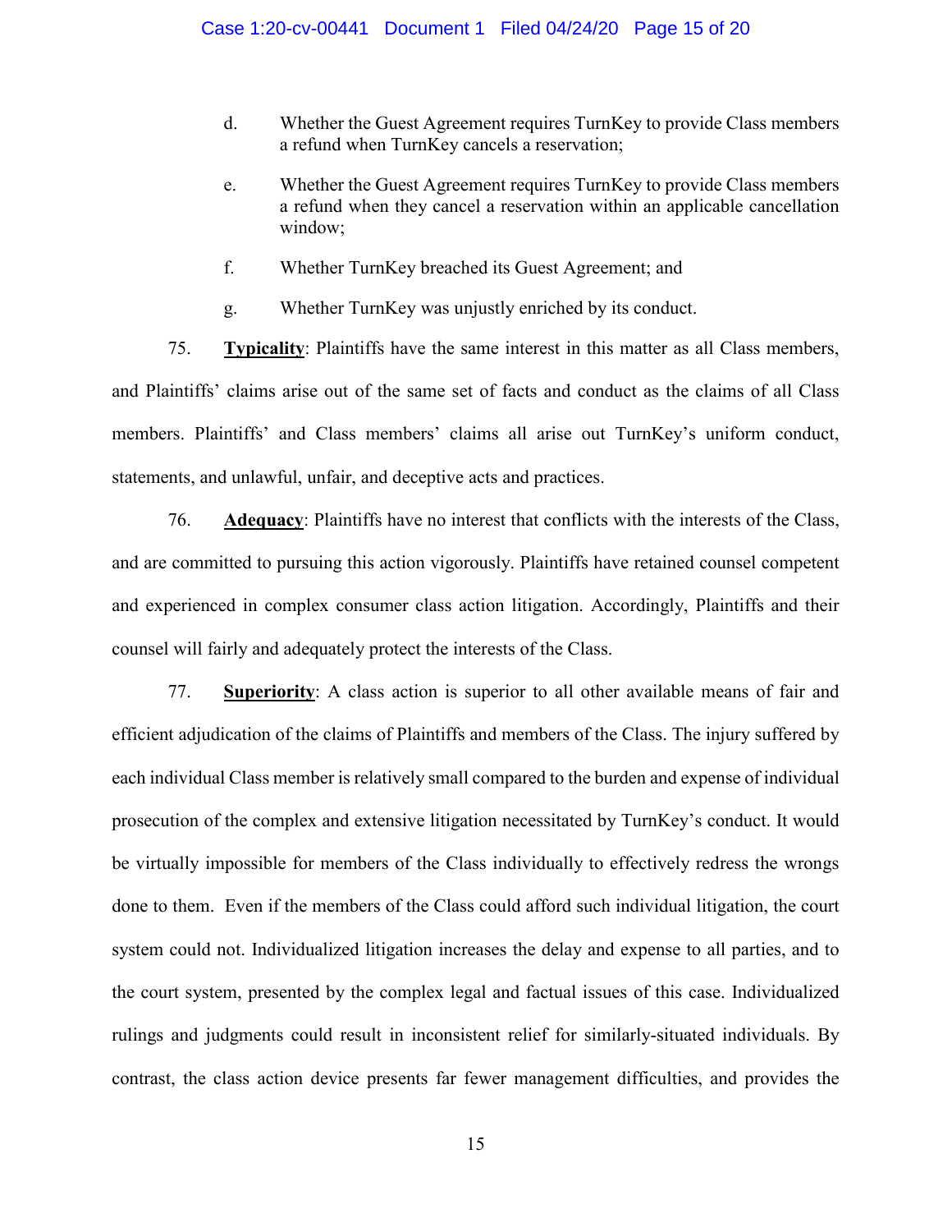d. Whether the Guest Agreement requires TurnKey to provide Class members a refund when TurnKey cancels a reservation;

e. Whether the Guest Agreement requires TurnKey to provide Class members a refund when they cancel a reservation within an applicable cancellation window;

f. Whether TurnKey breached its Guest Agreement; and

g. Whether TurnKey was unjustly enriched by its conduct.

75. **Typicality**: Plaintiffs have the same interest in this matter as all Class members, and Plaintiffs' claims arise out of the same set of facts and conduct as the claims of all Class members. Plaintiffs' and Class members' claims all arise out TurnKey's uniform conduct, statements, and unlawful, unfair, and deceptive acts and practices.

76. **Adequacy**: Plaintiffs have no interest that conflicts with the interests of the Class, and are committed to pursuing this action vigorously. Plaintiffs have retained counsel competent and experienced in complex consumer class action litigation. Accordingly, Plaintiffs and their counsel will fairly and adequately protect the interests of the Class.

77. **Superiority**: A class action is superior to all other available means of fair and efficient adjudication of the claims of Plaintiffs and members of the Class. The injury suffered by each individual Class member is relatively small compared to the burden and expense of individual prosecution of the complex and extensive litigation necessitated by TurnKey's conduct. It would be virtually impossible for members of the Class individually to effectively redress the wrongs done to them. Even if the members of the Class could afford such individual litigation, the court system could not. Individualized litigation increases the delay and expense to all parties, and to the court system, presented by the complex legal and factual issues of this case. Individualized rulings and judgments could result in inconsistent relief for similarly-situated individuals. By contrast, the class action device presents far fewer management difficulties, and provides the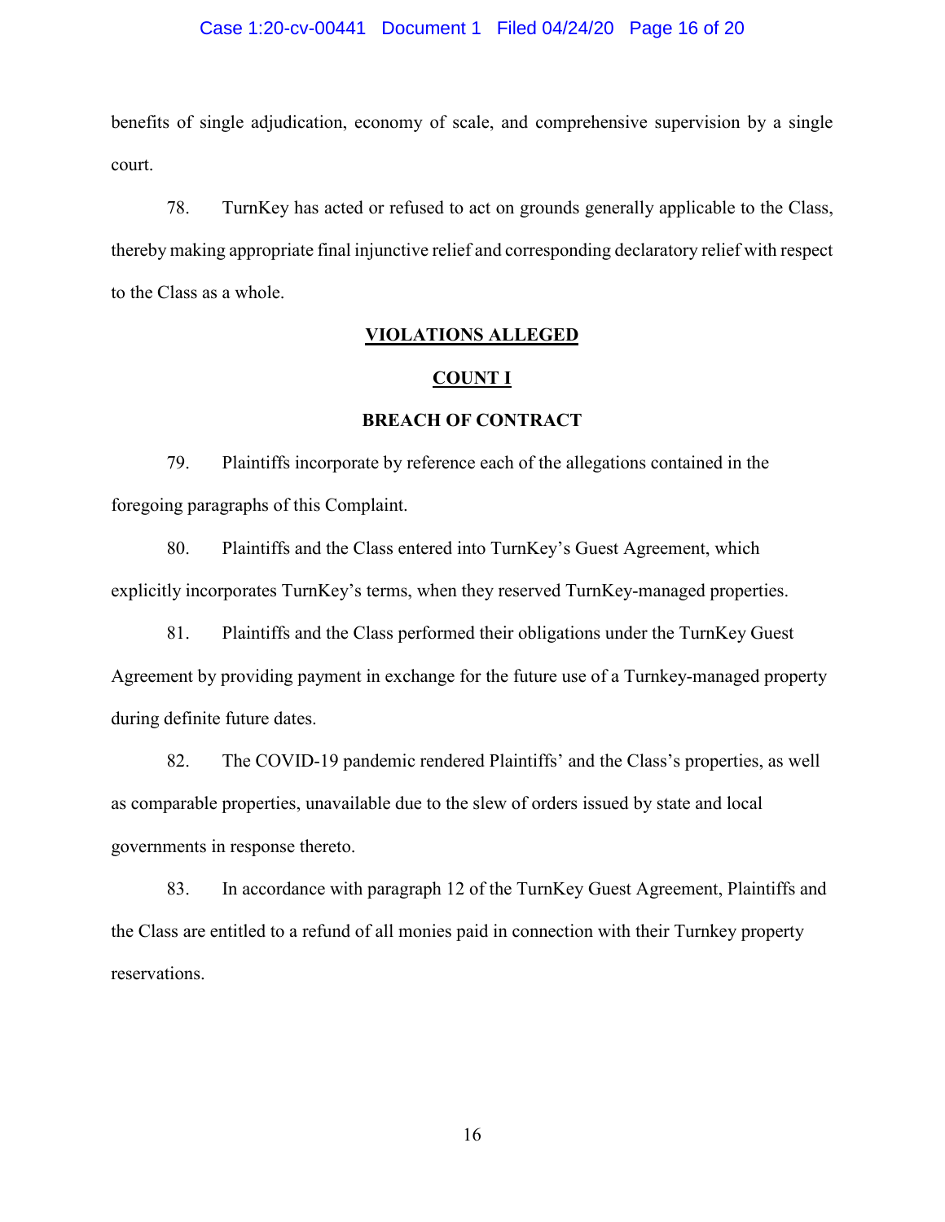benefits of single adjudication, economy of scale, and comprehensive supervision by a single court.

78. TurnKey has acted or refused to act on grounds generally applicable to the Class, thereby making appropriate final injunctive relief and corresponding declaratory relief with respect to the Class as a whole.

## VIOLATIONS ALLEGED

## COUNT I

### BREACH OF CONTRACT

79. Plaintiffs incorporate by reference each of the allegations contained in the foregoing paragraphs of this Complaint.

80. Plaintiffs and the Class entered into TurnKey's Guest Agreement, which explicitly incorporates TurnKey's terms, when they reserved TurnKey-managed properties.

81. Plaintiffs and the Class performed their obligations under the TurnKey Guest Agreement by providing payment in exchange for the future use of a Turnkey-managed property during definite future dates.

82. The COVID-19 pandemic rendered Plaintiffs' and the Class's properties, as well as comparable properties, unavailable due to the slew of orders issued by state and local governments in response thereto.

83. In accordance with paragraph 12 of the TurnKey Guest Agreement, Plaintiffs and the Class are entitled to a refund of all monies paid in connection with their Turnkey property reservations.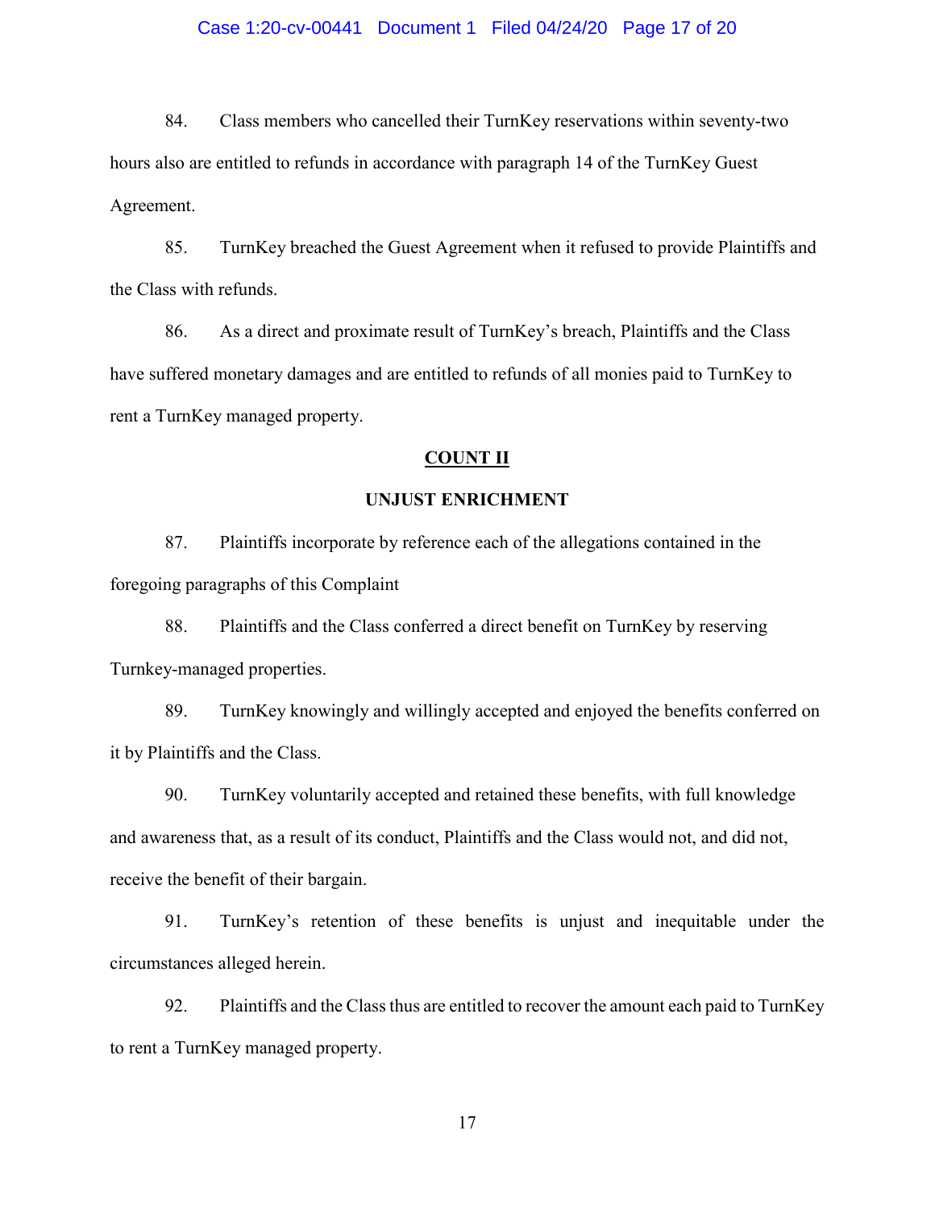84. Class members who cancelled their TurnKey reservations within seventy-two hours also are entitled to refunds in accordance with paragraph 14 of the TurnKey Guest Agreement.

85. TurnKey breached the Guest Agreement when it refused to provide Plaintiffs and the Class with refunds.

86. As a direct and proximate result of TurnKey's breach, Plaintiffs and the Class have suffered monetary damages and are entitled to refunds of all monies paid to TurnKey to rent a TurnKey managed property.

## COUNT II

## UNJUST ENRICHMENT

87. Plaintiffs incorporate by reference each of the allegations contained in the foregoing paragraphs of this Complaint

88. Plaintiffs and the Class conferred a direct benefit on TurnKey by reserving Turnkey-managed properties.

89. TurnKey knowingly and willingly accepted and enjoyed the benefits conferred on it by Plaintiffs and the Class.

90. TurnKey voluntarily accepted and retained these benefits, with full knowledge and awareness that, as a result of its conduct, Plaintiffs and the Class would not, and did not, receive the benefit of their bargain.

91. TurnKey's retention of these benefits is unjust and inequitable under the circumstances alleged herein.

92. Plaintiffs and the Class thus are entitled to recover the amount each paid to TurnKey to rent a TurnKey managed property.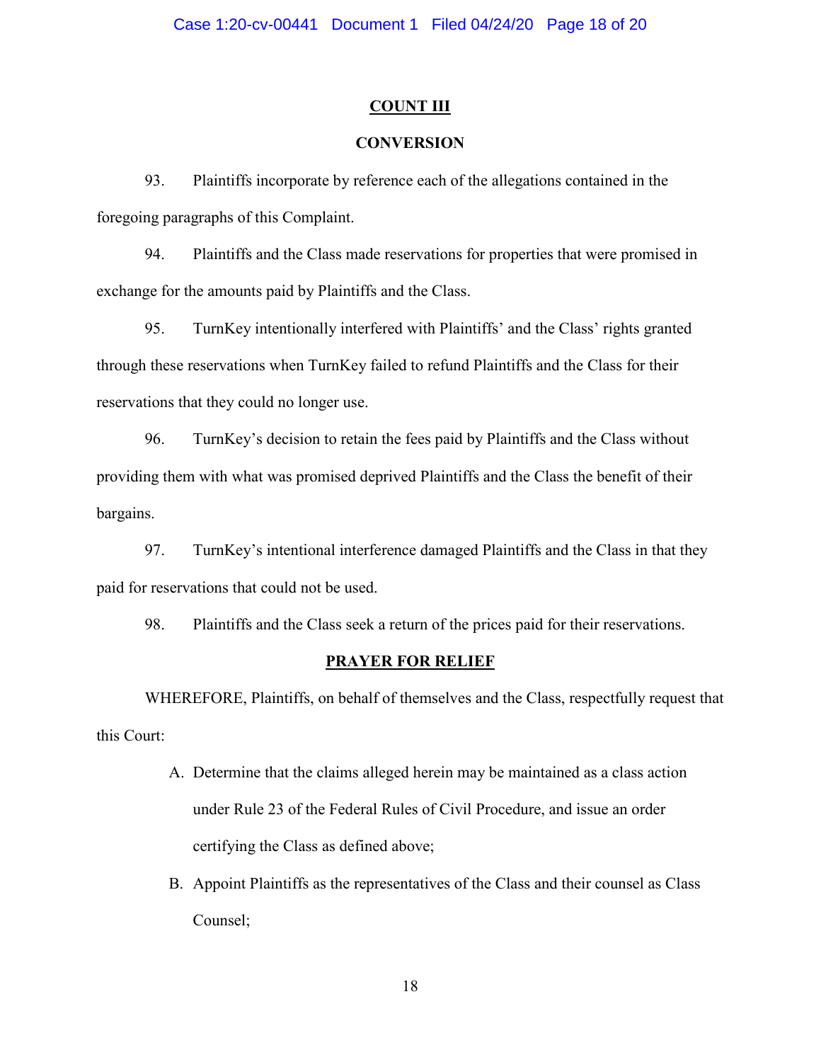## COUNT III

### CONVERSION

93. Plaintiffs incorporate by reference each of the allegations contained in the foregoing paragraphs of this Complaint.

94. Plaintiffs and the Class made reservations for properties that were promised in exchange for the amounts paid by Plaintiffs and the Class.

95. TurnKey intentionally interfered with Plaintiffs' and the Class' rights granted through these reservations when TurnKey failed to refund Plaintiffs and the Class for their reservations that they could no longer use.

96. TurnKey's decision to retain the fees paid by Plaintiffs and the Class without providing them with what was promised deprived Plaintiffs and the Class the benefit of their bargains.

97. TurnKey's intentional interference damaged Plaintiffs and the Class in that they paid for reservations that could not be used.

98. Plaintiffs and the Class seek a return of the prices paid for their reservations.

## PRAYER FOR RELIEF

WHEREFORE, Plaintiffs, on behalf of themselves and the Class, respectfully request that this Court:

A. Determine that the claims alleged herein may be maintained as a class action under Rule 23 of the Federal Rules of Civil Procedure, and issue an order certifying the Class as defined above;

B. Appoint Plaintiffs as the representatives of the Class and their counsel as Class Counsel;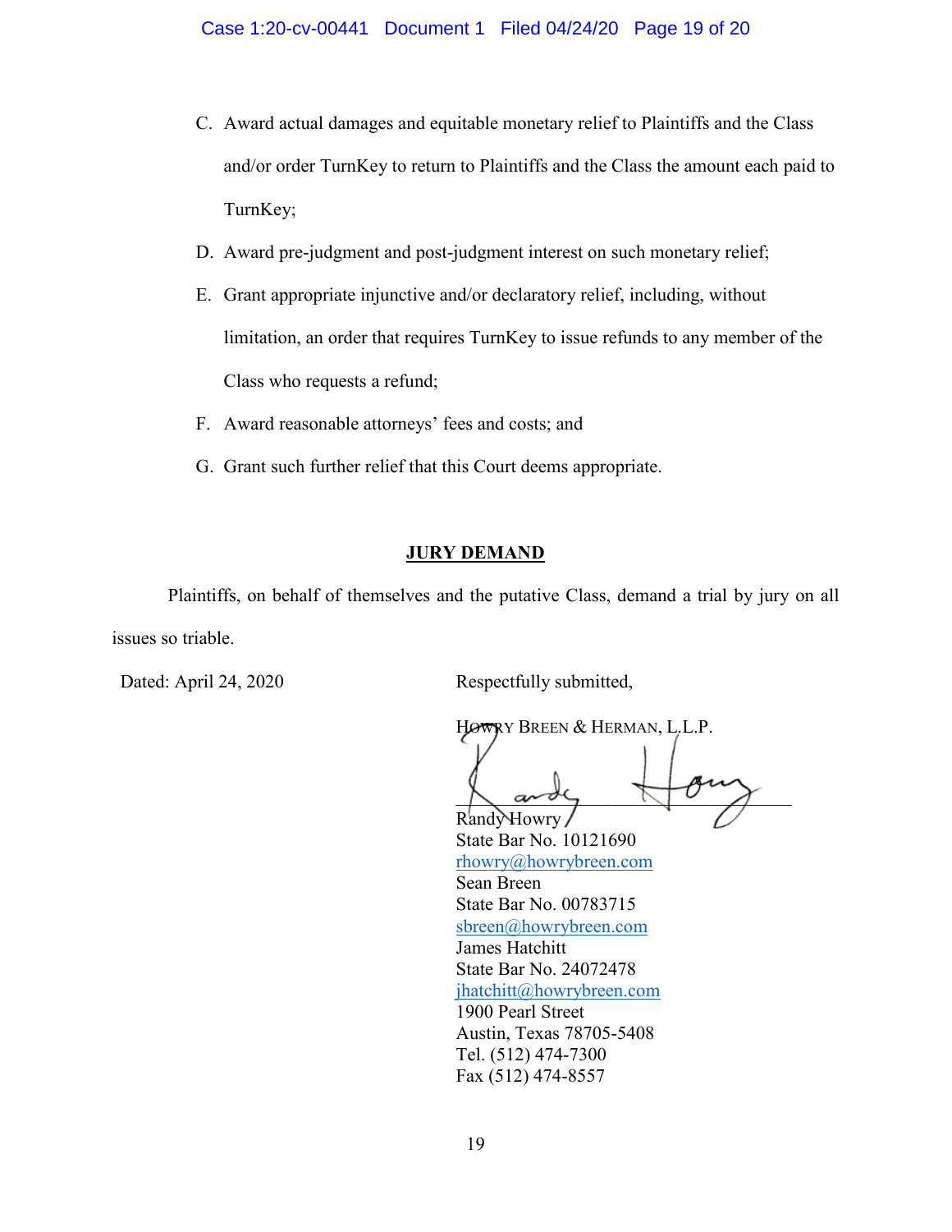C. Award actual damages and equitable monetary relief to Plaintiffs and the Class and/or order TurnKey to return to Plaintiffs and the Class the amount each paid to TurnKey;

D. Award pre-judgment and post-judgment interest on such monetary relief;

E. Grant appropriate injunctive and/or declaratory relief, including, without limitation, an order that requires TurnKey to issue refunds to any member of the Class who requests a refund;

F. Award reasonable attorneys' fees and costs; and

G. Grant such further relief that this Court deems appropriate.

## JURY DEMAND

Plaintiffs, on behalf of themselves and the putative Class, demand a trial by jury on all issues so triable.

Dated: April 24, 2020

Respectfully submitted,

HOWRY BREEN & HERMAN, L.L.P.

Randy Howry
State Bar No. 10121690
rhowry@howrybreen.com
Sean Breen
State Bar No. 00783715
sbreen@howrybreen.com
James Hatchitt
State Bar No. 24072478
jhatchitt@howrybreen.com
1900 Pearl Street
Austin, Texas 78705-5408
Tel. (512) 474-7300
Fax (512) 474-8557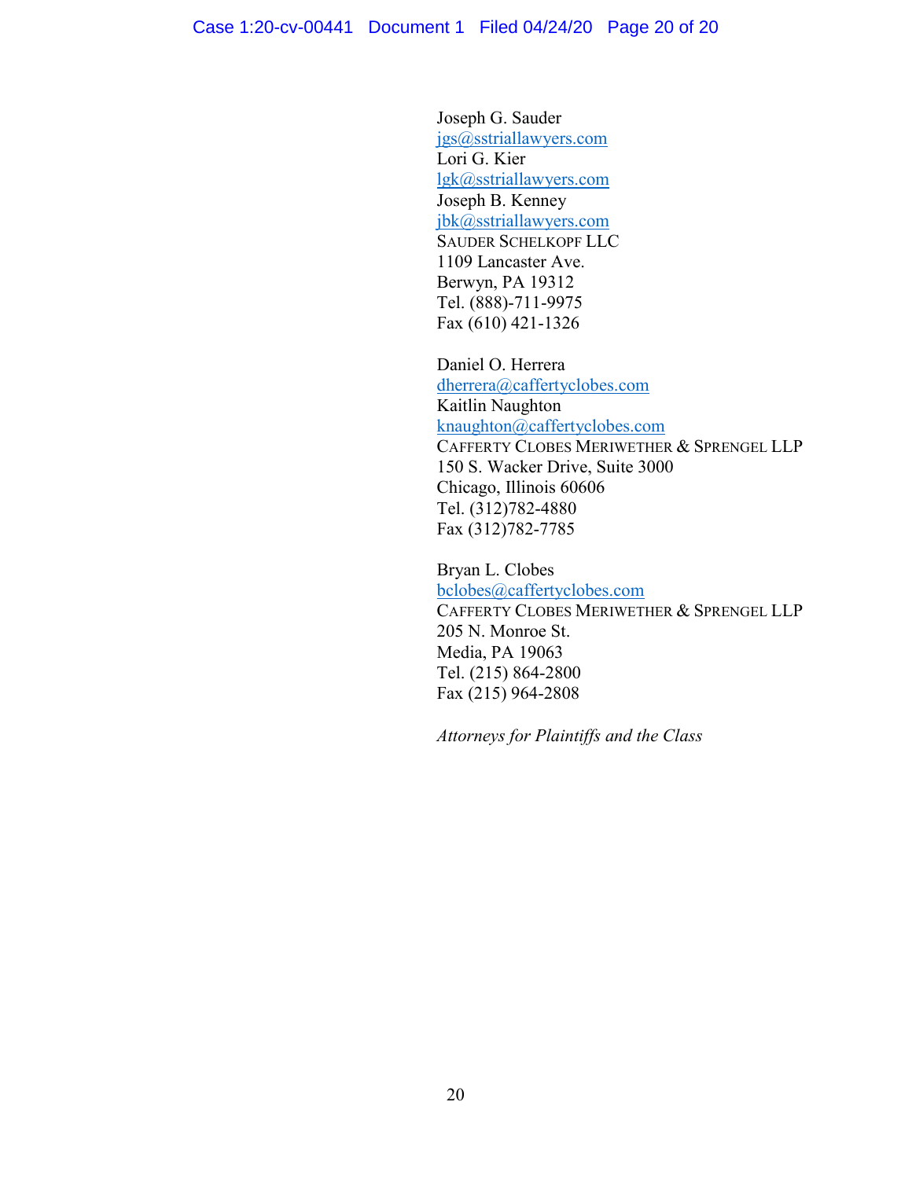Joseph G. Sauder
jgs@sstriallawyers.com
Lori G. Kier
lgk@sstriallawyers.com
Joseph B. Kenney
jbk@sstriallawyers.com
SAUDER SCHELKOPF LLC
1109 Lancaster Ave.
Berwyn, PA 19312
Tel. (888)-711-9975
Fax (610) 421-1326

Daniel O. Herrera
dherrera@caffertyclobes.com
Kaitlin Naughton
knaughton@caffertyclobes.com
CAFFERTY CLOBES MERIWETHER & SPRENGEL LLP
150 S. Wacker Drive, Suite 3000
Chicago, Illinois 60606
Tel. (312)782-4880
Fax (312)782-7785

Bryan L. Clobes
bclobes@caffertyclobes.com
CAFFERTY CLOBES MERIWETHER & SPRENGEL LLP
205 N. Monroe St.
Media, PA 19063
Tel. (215) 864-2800
Fax (215) 964-2808

*Attorneys for Plaintiffs and the Class*